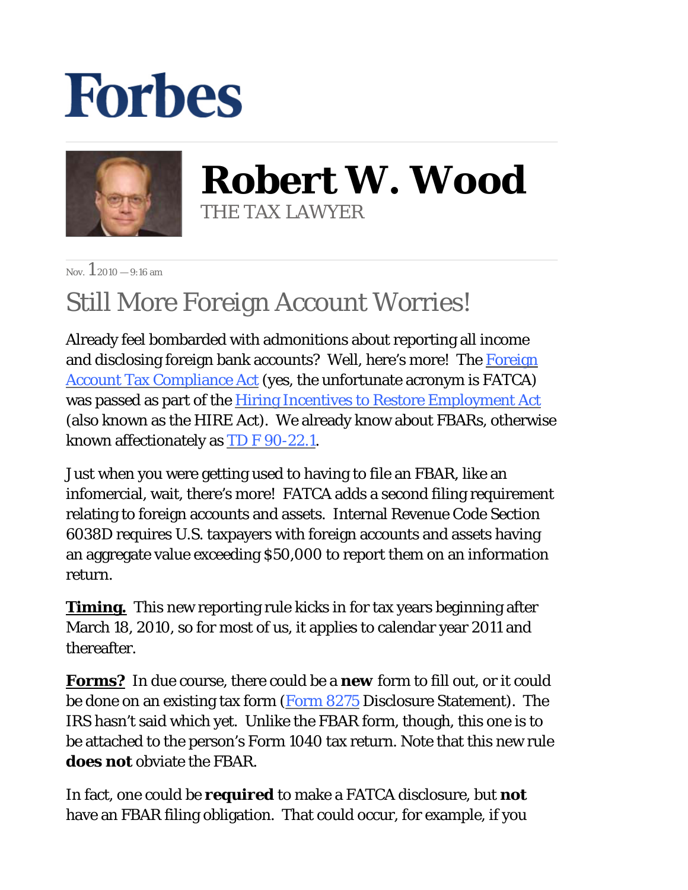Forbes

**Robert W. Wood**
THE TAX LAWYER

Nov. 1 2010 — 9:16 am

# Still More Foreign Account Worries!

Already feel bombarded with admonitions about reporting all income and disclosing foreign bank accounts? Well, here's more! The Foreign Account Tax Compliance Act (yes, the unfortunate acronym is FATCA) was passed as part of the Hiring Incentives to Restore Employment Act (also known as the HIRE Act). We already know about FBARs, otherwise known affectionately as TD F 90-22.1.

Just when you were getting used to having to file an FBAR, like an infomercial, wait, there's more! FATCA adds a second filing requirement relating to foreign accounts and assets. Internal Revenue Code Section 6038D requires U.S. taxpayers with foreign accounts and assets having an aggregate value exceeding $50,000 to report them on an information return.

**Timing.** This new reporting rule kicks in for tax years beginning after March 18, 2010, so for most of us, it applies to calendar year 2011 and thereafter.

**Forms?** In due course, there could be a **new** form to fill out, or it could be done on an existing tax form (Form 8275 Disclosure Statement). The IRS hasn't said which yet. Unlike the FBAR form, though, this one is to be attached to the person's Form 1040 tax return. Note that this new rule **does not** obviate the FBAR.

In fact, one could be **required** to make a FATCA disclosure, but **not** have an FBAR filing obligation. That could occur, for example, if you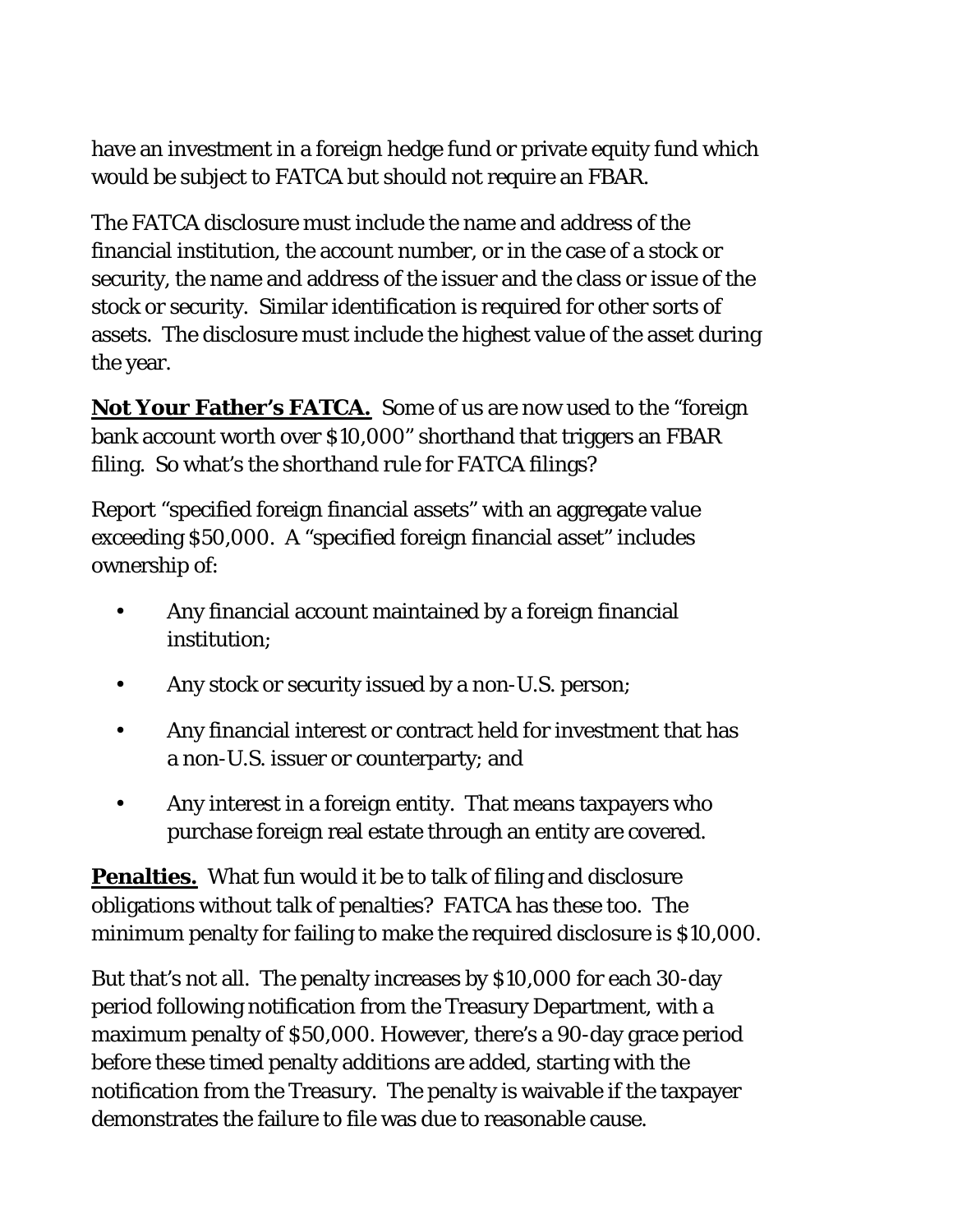have an investment in a foreign hedge fund or private equity fund which would be subject to FATCA but should not require an FBAR.

The FATCA disclosure must include the name and address of the financial institution, the account number, or in the case of a stock or security, the name and address of the issuer and the class or issue of the stock or security. Similar identification is required for other sorts of assets. The disclosure must include the highest value of the asset during the year.

**Not Your Father's FATCA.** Some of us are now used to the "foreign bank account worth over $10,000" shorthand that triggers an FBAR filing. So what's the shorthand rule for FATCA filings?

Report "specified foreign financial assets" with an aggregate value exceeding $50,000. A "specified foreign financial asset" includes ownership of:

- Any financial account maintained by a foreign financial institution;
- Any stock or security issued by a non-U.S. person;
- Any financial interest or contract held for investment that has a non-U.S. issuer or counterparty; and
- Any interest in a foreign entity. That means taxpayers who purchase foreign real estate through an entity are covered.

**Penalties.** What fun would it be to talk of filing and disclosure obligations without talk of penalties? FATCA has these too. The minimum penalty for failing to make the required disclosure is $10,000.

But that's not all. The penalty increases by $10,000 for each 30-day period following notification from the Treasury Department, with a maximum penalty of $50,000. However, there's a 90-day grace period before these timed penalty additions are added, starting with the notification from the Treasury. The penalty is waivable if the taxpayer demonstrates the failure to file was due to reasonable cause.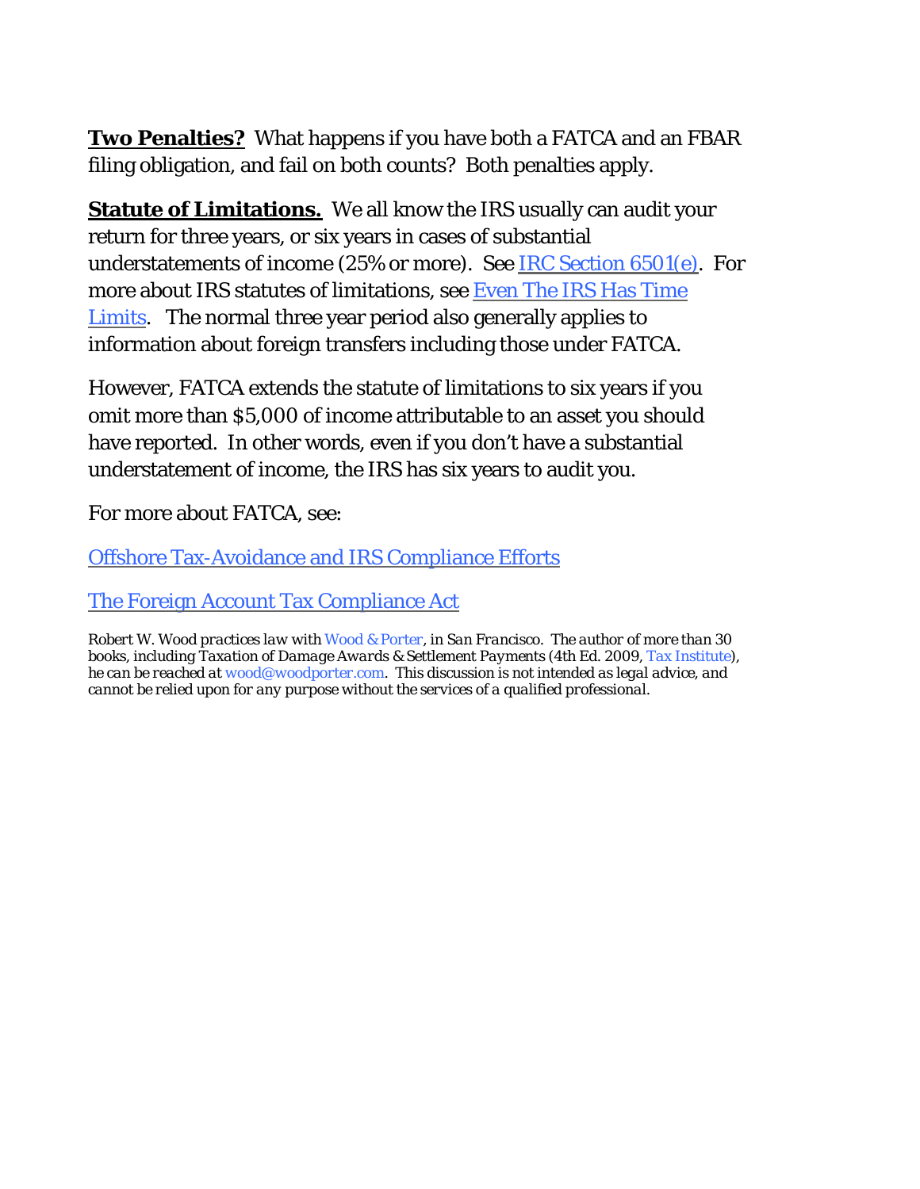**Two Penalties?** What happens if you have both a FATCA and an FBAR filing obligation, and fail on both counts? Both penalties apply.

**Statute of Limitations.** We all know the IRS usually can audit your return for three years, or six years in cases of substantial understatements of income (25% or more). See IRC Section 6501(e). For more about IRS statutes of limitations, see Even The IRS Has Time Limits. The normal three year period also generally applies to information about foreign transfers including those under FATCA.

However, FATCA extends the statute of limitations to six years if you omit more than $5,000 of income attributable to an asset you should have reported. In other words, even if you don't have a substantial understatement of income, the IRS has six years to audit you.

For more about FATCA, see:

Offshore Tax-Avoidance and IRS Compliance Efforts

The Foreign Account Tax Compliance Act

*Robert W. Wood practices law with Wood & Porter, in San Francisco. The author of more than 30 books, including Taxation of Damage Awards & Settlement Payments (4th Ed. 2009, Tax Institute), he can be reached at wood@woodporter.com. This discussion is not intended as legal advice, and cannot be relied upon for any purpose without the services of a qualified professional.*